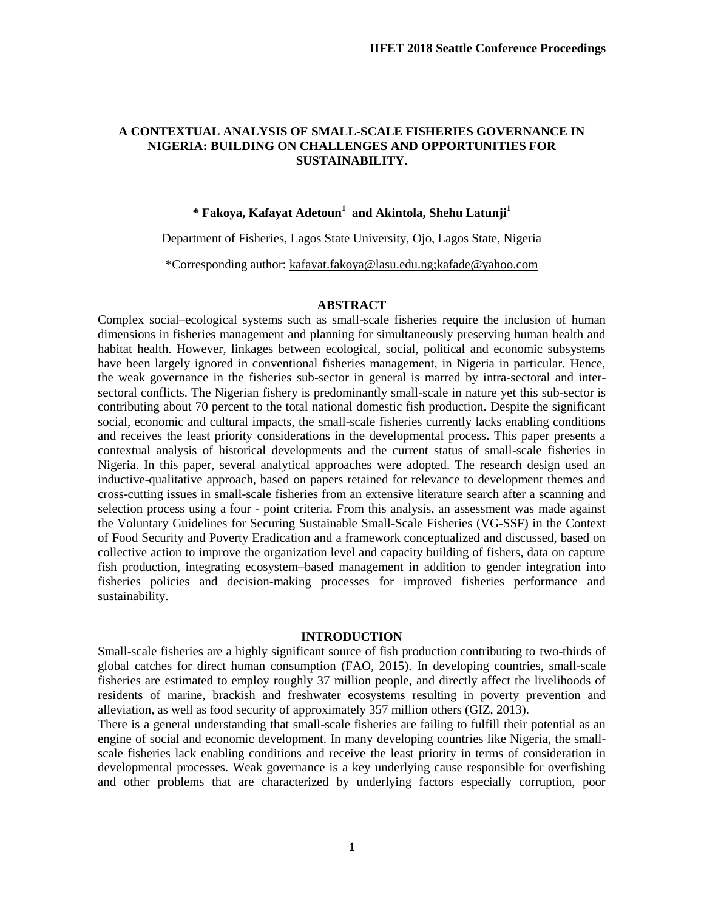# A CONTEXTUAL ANALYSIS OF SMALL-SCALE FISHERIES GOVERNANCE IN NIGERIA: BUILDING ON CHALLENGES AND OPPORTUNITIES FOR SUSTAINABILITY.

**\* Fakoya, Kafayat Adetoun[1] and Akintola, Shehu Latunji[1]**

Department of Fisheries, Lagos State University, Ojo, Lagos State, Nigeria

*Corresponding author: kafayat.fakoya@lasu.edu.ng;kafade@yahoo.com

## ABSTRACT

Complex social–ecological systems such as small-scale fisheries require the inclusion of human dimensions in fisheries management and planning for simultaneously preserving human health and habitat health. However, linkages between ecological, social, political and economic subsystems have been largely ignored in conventional fisheries management, in Nigeria in particular. Hence, the weak governance in the fisheries sub-sector in general is marred by intra-sectoral and inter-sectoral conflicts. The Nigerian fishery is predominantly small-scale in nature yet this sub-sector is contributing about 70 percent to the total national domestic fish production. Despite the significant social, economic and cultural impacts, the small-scale fisheries currently lacks enabling conditions and receives the least priority considerations in the developmental process. This paper presents a contextual analysis of historical developments and the current status of small-scale fisheries in Nigeria. In this paper, several analytical approaches were adopted. The research design used an inductive-qualitative approach, based on papers retained for relevance to development themes and cross-cutting issues in small-scale fisheries from an extensive literature search after a scanning and selection process using a four - point criteria. From this analysis, an assessment was made against the Voluntary Guidelines for Securing Sustainable Small-Scale Fisheries (VG-SSF) in the Context of Food Security and Poverty Eradication and a framework conceptualized and discussed, based on collective action to improve the organization level and capacity building of fishers, data on capture fish production, integrating ecosystem–based management in addition to gender integration into fisheries policies and decision-making processes for improved fisheries performance and sustainability.

## INTRODUCTION

Small-scale fisheries are a highly significant source of fish production contributing to two-thirds of global catches for direct human consumption (FAO, 2015). In developing countries, small-scale fisheries are estimated to employ roughly 37 million people, and directly affect the livelihoods of residents of marine, brackish and freshwater ecosystems resulting in poverty prevention and alleviation, as well as food security of approximately 357 million others (GIZ, 2013).

There is a general understanding that small-scale fisheries are failing to fulfill their potential as an engine of social and economic development. In many developing countries like Nigeria, the small-scale fisheries lack enabling conditions and receive the least priority in terms of consideration in developmental processes. Weak governance is a key underlying cause responsible for overfishing and other problems that are characterized by underlying factors especially corruption, poor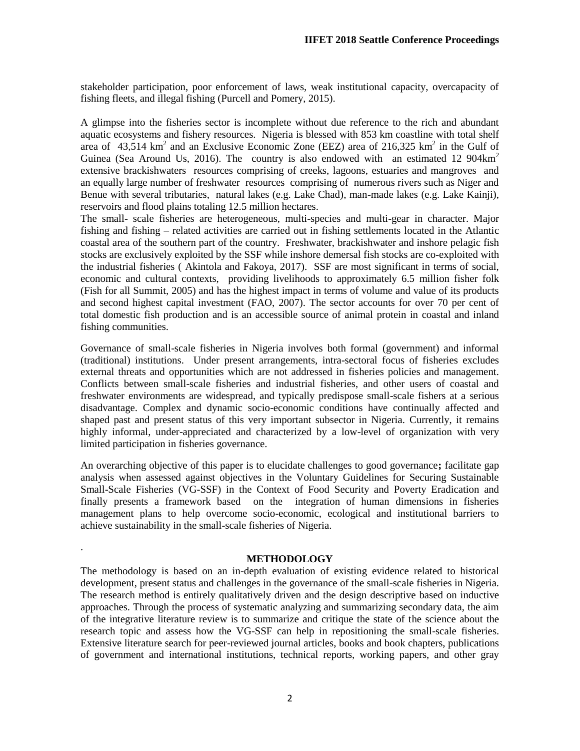stakeholder participation, poor enforcement of laws, weak institutional capacity, overcapacity of fishing fleets, and illegal fishing (Purcell and Pomery, 2015).

A glimpse into the fisheries sector is incomplete without due reference to the rich and abundant aquatic ecosystems and fishery resources. Nigeria is blessed with 853 km coastline with total shelf area of 43,514 km$^2$ and an Exclusive Economic Zone (EEZ) area of 216,325 km$^2$ in the Gulf of Guinea (Sea Around Us, 2016). The country is also endowed with an estimated 12 904km$^2$ extensive brackishwaters resources comprising of creeks, lagoons, estuaries and mangroves and an equally large number of freshwater resources comprising of numerous rivers such as Niger and Benue with several tributaries, natural lakes (e.g. Lake Chad), man-made lakes (e.g. Lake Kainji), reservoirs and flood plains totaling 12.5 million hectares.

The small- scale fisheries are heterogeneous, multi-species and multi-gear in character. Major fishing and fishing – related activities are carried out in fishing settlements located in the Atlantic coastal area of the southern part of the country. Freshwater, brackishwater and inshore pelagic fish stocks are exclusively exploited by the SSF while inshore demersal fish stocks are co-exploited with the industrial fisheries ( Akintola and Fakoya, 2017). SSF are most significant in terms of social, economic and cultural contexts, providing livelihoods to approximately 6.5 million fisher folk (Fish for all Summit, 2005) and has the highest impact in terms of volume and value of its products and second highest capital investment (FAO, 2007). The sector accounts for over 70 per cent of total domestic fish production and is an accessible source of animal protein in coastal and inland fishing communities.

Governance of small-scale fisheries in Nigeria involves both formal (government) and informal (traditional) institutions. Under present arrangements, intra-sectoral focus of fisheries excludes external threats and opportunities which are not addressed in fisheries policies and management. Conflicts between small-scale fisheries and industrial fisheries, and other users of coastal and freshwater environments are widespread, and typically predispose small-scale fishers at a serious disadvantage. Complex and dynamic socio-economic conditions have continually affected and shaped past and present status of this very important subsector in Nigeria. Currently, it remains highly informal, under-appreciated and characterized by a low-level of organization with very limited participation in fisheries governance.

An overarching objective of this paper is to elucidate challenges to good governance**;** facilitate gap analysis when assessed against objectives in the Voluntary Guidelines for Securing Sustainable Small-Scale Fisheries (VG-SSF) in the Context of Food Security and Poverty Eradication and finally presents a framework based on the integration of human dimensions in fisheries management plans to help overcome socio-economic, ecological and institutional barriers to achieve sustainability in the small-scale fisheries of Nigeria.

.

## METHODOLOGY

The methodology is based on an in-depth evaluation of existing evidence related to historical development, present status and challenges in the governance of the small-scale fisheries in Nigeria. The research method is entirely qualitatively driven and the design descriptive based on inductive approaches. Through the process of systematic analyzing and summarizing secondary data, the aim of the integrative literature review is to summarize and critique the state of the science about the research topic and assess how the VG-SSF can help in repositioning the small-scale fisheries. Extensive literature search for peer-reviewed journal articles, books and book chapters, publications of government and international institutions, technical reports, working papers, and other gray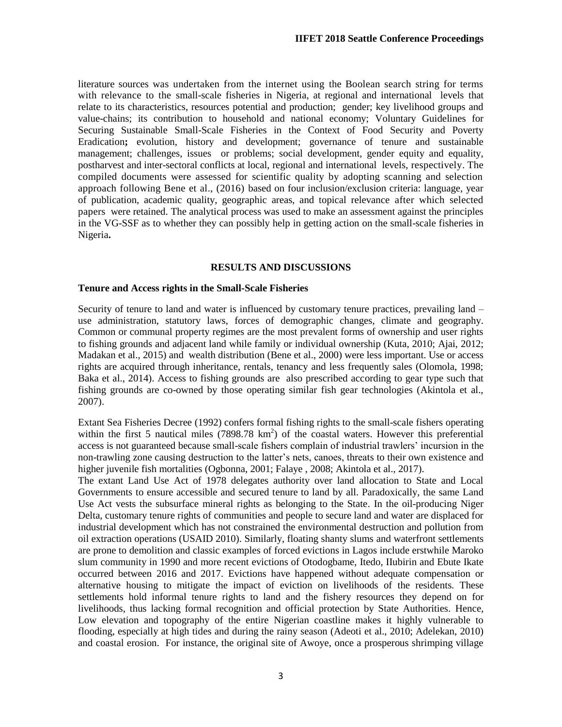literature sources was undertaken from the internet using the Boolean search string for terms with relevance to the small-scale fisheries in Nigeria, at regional and international levels that relate to its characteristics, resources potential and production; gender; key livelihood groups and value-chains; its contribution to household and national economy; Voluntary Guidelines for Securing Sustainable Small-Scale Fisheries in the Context of Food Security and Poverty Eradication**;** evolution, history and development; governance of tenure and sustainable management; challenges, issues or problems; social development, gender equity and equality, postharvest and inter-sectoral conflicts at local, regional and international levels, respectively. The compiled documents were assessed for scientific quality by adopting scanning and selection approach following Bene et al., (2016) based on four inclusion/exclusion criteria: language, year of publication, academic quality, geographic areas, and topical relevance after which selected papers were retained. The analytical process was used to make an assessment against the principles in the VG-SSF as to whether they can possibly help in getting action on the small-scale fisheries in Nigeria**.**

## RESULTS AND DISCUSSIONS

### Tenure and Access rights in the Small-Scale Fisheries

Security of tenure to land and water is influenced by customary tenure practices, prevailing land – use administration, statutory laws, forces of demographic changes, climate and geography. Common or communal property regimes are the most prevalent forms of ownership and user rights to fishing grounds and adjacent land while family or individual ownership (Kuta, 2010; Ajai, 2012; Madakan et al., 2015) and wealth distribution (Bene et al., 2000) were less important. Use or access rights are acquired through inheritance, rentals, tenancy and less frequently sales (Olomola, 1998; Baka et al., 2014). Access to fishing grounds are also prescribed according to gear type such that fishing grounds are co-owned by those operating similar fish gear technologies (Akintola et al., 2007).

Extant Sea Fisheries Decree (1992) confers formal fishing rights to the small-scale fishers operating within the first 5 nautical miles (7898.78 km$^2$) of the coastal waters. However this preferential access is not guaranteed because small-scale fishers complain of industrial trawlers' incursion in the non-trawling zone causing destruction to the latter's nets, canoes, threats to their own existence and higher juvenile fish mortalities (Ogbonna, 2001; Falaye , 2008; Akintola et al., 2017).

The extant Land Use Act of 1978 delegates authority over land allocation to State and Local Governments to ensure accessible and secured tenure to land by all. Paradoxically, the same Land Use Act vests the subsurface mineral rights as belonging to the State. In the oil-producing Niger Delta, customary tenure rights of communities and people to secure land and water are displaced for industrial development which has not constrained the environmental destruction and pollution from oil extraction operations (USAID 2010). Similarly, floating shanty slums and waterfront settlements are prone to demolition and classic examples of forced evictions in Lagos include erstwhile Maroko slum community in 1990 and more recent evictions of Otodogbame, Itedo, IIubirin and Ebute Ikate occurred between 2016 and 2017. Evictions have happened without adequate compensation or alternative housing to mitigate the impact of eviction on livelihoods of the residents. These settlements hold informal tenure rights to land and the fishery resources they depend on for livelihoods, thus lacking formal recognition and official protection by State Authorities. Hence, Low elevation and topography of the entire Nigerian coastline makes it highly vulnerable to flooding, especially at high tides and during the rainy season (Adeoti et al., 2010; Adelekan, 2010) and coastal erosion. For instance, the original site of Awoye, once a prosperous shrimping village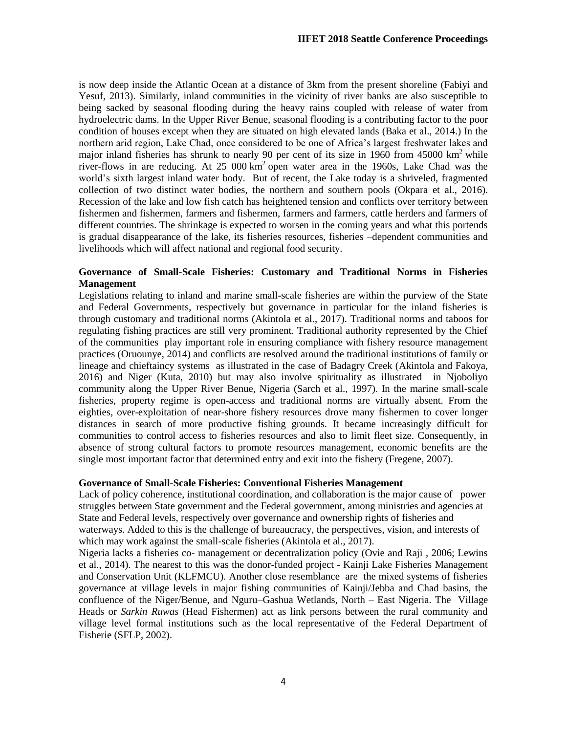is now deep inside the Atlantic Ocean at a distance of 3km from the present shoreline (Fabiyi and Yesuf, 2013). Similarly, inland communities in the vicinity of river banks are also susceptible to being sacked by seasonal flooding during the heavy rains coupled with release of water from hydroelectric dams. In the Upper River Benue, seasonal flooding is a contributing factor to the poor condition of houses except when they are situated on high elevated lands (Baka et al., 2014.) In the northern arid region, Lake Chad, once considered to be one of Africa's largest freshwater lakes and major inland fisheries has shrunk to nearly 90 per cent of its size in 1960 from 45000 km$^2$ while river-flows in are reducing. At 25 000 km$^2$ open water area in the 1960s, Lake Chad was the world's sixth largest inland water body. But of recent, the Lake today is a shriveled, fragmented collection of two distinct water bodies, the northern and southern pools (Okpara et al., 2016). Recession of the lake and low fish catch has heightened tension and conflicts over territory between fishermen and fishermen, farmers and fishermen, farmers and farmers, cattle herders and farmers of different countries. The shrinkage is expected to worsen in the coming years and what this portends is gradual disappearance of the lake, its fisheries resources, fisheries –dependent communities and livelihoods which will affect national and regional food security.

**Governance of Small-Scale Fisheries: Customary and Traditional Norms in Fisheries Management**

Legislations relating to inland and marine small-scale fisheries are within the purview of the State and Federal Governments, respectively but governance in particular for the inland fisheries is through customary and traditional norms (Akintola et al., 2017). Traditional norms and taboos for regulating fishing practices are still very prominent. Traditional authority represented by the Chief of the communities play important role in ensuring compliance with fishery resource management practices (Oruounye, 2014) and conflicts are resolved around the traditional institutions of family or lineage and chieftaincy systems as illustrated in the case of Badagry Creek (Akintola and Fakoya, 2016) and Niger (Kuta, 2010) but may also involve spirituality as illustrated in Njoboliyo community along the Upper River Benue, Nigeria (Sarch et al., 1997). In the marine small-scale fisheries, property regime is open-access and traditional norms are virtually absent. From the eighties, over-exploitation of near-shore fishery resources drove many fishermen to cover longer distances in search of more productive fishing grounds. It became increasingly difficult for communities to control access to fisheries resources and also to limit fleet size. Consequently, in absence of strong cultural factors to promote resources management, economic benefits are the single most important factor that determined entry and exit into the fishery (Fregene, 2007).

**Governance of Small-Scale Fisheries: Conventional Fisheries Management**

Lack of policy coherence, institutional coordination, and collaboration is the major cause of power struggles between State government and the Federal government, among ministries and agencies at State and Federal levels, respectively over governance and ownership rights of fisheries and waterways. Added to this is the challenge of bureaucracy, the perspectives, vision, and interests of which may work against the small-scale fisheries (Akintola et al., 2017).

Nigeria lacks a fisheries co- management or decentralization policy (Ovie and Raji , 2006; Lewins et al., 2014). The nearest to this was the donor-funded project - Kainji Lake Fisheries Management and Conservation Unit (KLFMCU). Another close resemblance are the mixed systems of fisheries governance at village levels in major fishing communities of Kainji/Jebba and Chad basins, the confluence of the Niger/Benue, and Nguru–Gashua Wetlands, North – East Nigeria. The Village Heads or *Sarkin Ruwas* (Head Fishermen) act as link persons between the rural community and village level formal institutions such as the local representative of the Federal Department of Fisherie (SFLP, 2002).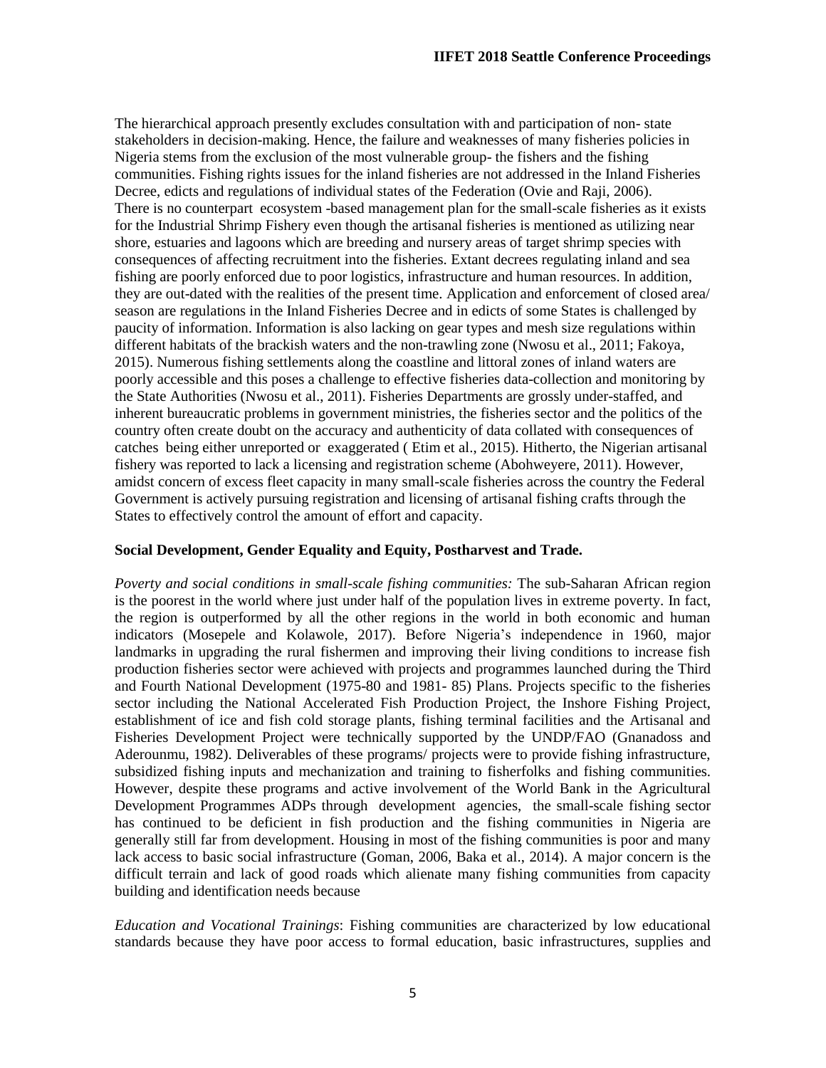The hierarchical approach presently excludes consultation with and participation of non- state stakeholders in decision-making. Hence, the failure and weaknesses of many fisheries policies in Nigeria stems from the exclusion of the most vulnerable group- the fishers and the fishing communities. Fishing rights issues for the inland fisheries are not addressed in the Inland Fisheries Decree, edicts and regulations of individual states of the Federation (Ovie and Raji, 2006). There is no counterpart ecosystem -based management plan for the small-scale fisheries as it exists for the Industrial Shrimp Fishery even though the artisanal fisheries is mentioned as utilizing near shore, estuaries and lagoons which are breeding and nursery areas of target shrimp species with consequences of affecting recruitment into the fisheries. Extant decrees regulating inland and sea fishing are poorly enforced due to poor logistics, infrastructure and human resources. In addition, they are out-dated with the realities of the present time. Application and enforcement of closed area/ season are regulations in the Inland Fisheries Decree and in edicts of some States is challenged by paucity of information. Information is also lacking on gear types and mesh size regulations within different habitats of the brackish waters and the non-trawling zone (Nwosu et al., 2011; Fakoya, 2015). Numerous fishing settlements along the coastline and littoral zones of inland waters are poorly accessible and this poses a challenge to effective fisheries data-collection and monitoring by the State Authorities (Nwosu et al., 2011). Fisheries Departments are grossly under-staffed, and inherent bureaucratic problems in government ministries, the fisheries sector and the politics of the country often create doubt on the accuracy and authenticity of data collated with consequences of catches being either unreported or exaggerated ( Etim et al., 2015). Hitherto, the Nigerian artisanal fishery was reported to lack a licensing and registration scheme (Abohweyere, 2011). However, amidst concern of excess fleet capacity in many small-scale fisheries across the country the Federal Government is actively pursuing registration and licensing of artisanal fishing crafts through the States to effectively control the amount of effort and capacity.

**Social Development, Gender Equality and Equity, Postharvest and Trade.**

*Poverty and social conditions in small-scale fishing communities:* The sub-Saharan African region is the poorest in the world where just under half of the population lives in extreme poverty. In fact, the region is outperformed by all the other regions in the world in both economic and human indicators (Mosepele and Kolawole, 2017). Before Nigeria's independence in 1960, major landmarks in upgrading the rural fishermen and improving their living conditions to increase fish production fisheries sector were achieved with projects and programmes launched during the Third and Fourth National Development (1975-80 and 1981- 85) Plans. Projects specific to the fisheries sector including the National Accelerated Fish Production Project, the Inshore Fishing Project, establishment of ice and fish cold storage plants, fishing terminal facilities and the Artisanal and Fisheries Development Project were technically supported by the UNDP/FAO (Gnanadoss and Aderounmu, 1982). Deliverables of these programs/ projects were to provide fishing infrastructure, subsidized fishing inputs and mechanization and training to fisherfolks and fishing communities. However, despite these programs and active involvement of the World Bank in the Agricultural Development Programmes ADPs through development agencies, the small-scale fishing sector has continued to be deficient in fish production and the fishing communities in Nigeria are generally still far from development. Housing in most of the fishing communities is poor and many lack access to basic social infrastructure (Goman, 2006, Baka et al., 2014). A major concern is the difficult terrain and lack of good roads which alienate many fishing communities from capacity building and identification needs because

*Education and Vocational Trainings*: Fishing communities are characterized by low educational standards because they have poor access to formal education, basic infrastructures, supplies and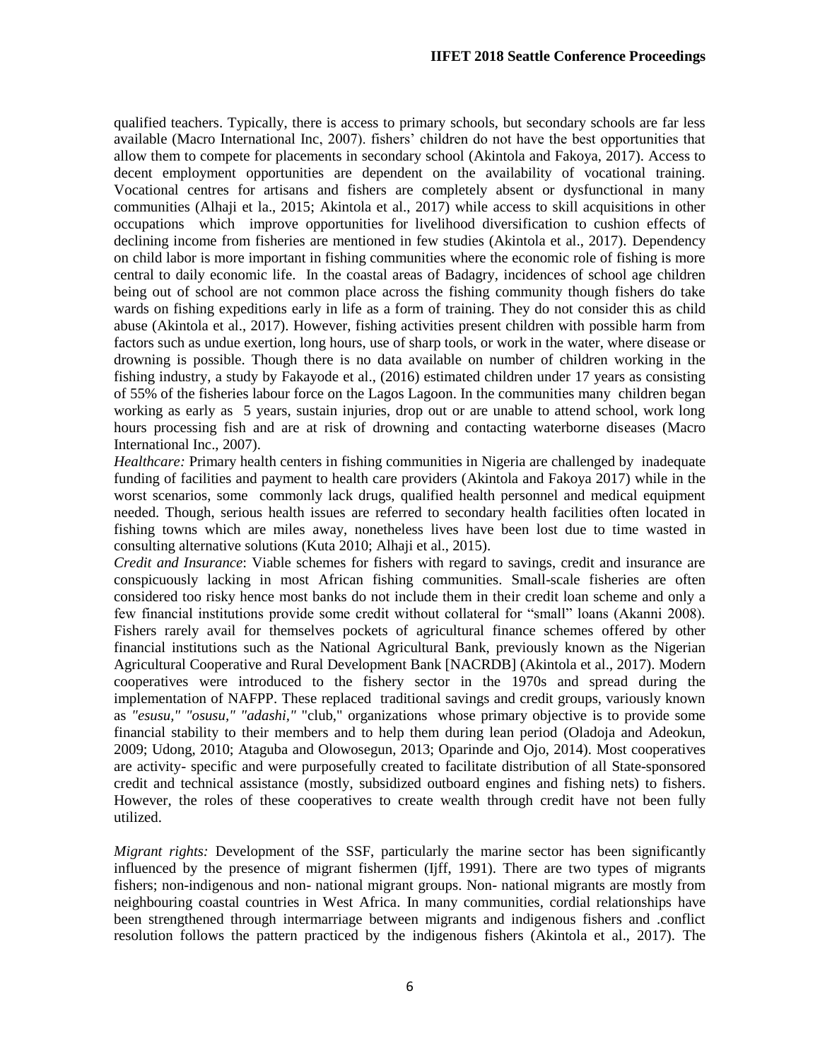qualified teachers. Typically, there is access to primary schools, but secondary schools are far less available (Macro International Inc, 2007). fishers' children do not have the best opportunities that allow them to compete for placements in secondary school (Akintola and Fakoya, 2017). Access to decent employment opportunities are dependent on the availability of vocational training. Vocational centres for artisans and fishers are completely absent or dysfunctional in many communities (Alhaji et la., 2015; Akintola et al., 2017) while access to skill acquisitions in other occupations which improve opportunities for livelihood diversification to cushion effects of declining income from fisheries are mentioned in few studies (Akintola et al., 2017). Dependency on child labor is more important in fishing communities where the economic role of fishing is more central to daily economic life. In the coastal areas of Badagry, incidences of school age children being out of school are not common place across the fishing community though fishers do take wards on fishing expeditions early in life as a form of training. They do not consider this as child abuse (Akintola et al., 2017). However, fishing activities present children with possible harm from factors such as undue exertion, long hours, use of sharp tools, or work in the water, where disease or drowning is possible. Though there is no data available on number of children working in the fishing industry, a study by Fakayode et al., (2016) estimated children under 17 years as consisting of 55% of the fisheries labour force on the Lagos Lagoon. In the communities many children began working as early as 5 years, sustain injuries, drop out or are unable to attend school, work long hours processing fish and are at risk of drowning and contacting waterborne diseases (Macro International Inc., 2007).

*Healthcare:* Primary health centers in fishing communities in Nigeria are challenged by inadequate funding of facilities and payment to health care providers (Akintola and Fakoya 2017) while in the worst scenarios, some commonly lack drugs, qualified health personnel and medical equipment needed. Though, serious health issues are referred to secondary health facilities often located in fishing towns which are miles away, nonetheless lives have been lost due to time wasted in consulting alternative solutions (Kuta 2010; Alhaji et al., 2015).

*Credit and Insurance*: Viable schemes for fishers with regard to savings, credit and insurance are conspicuously lacking in most African fishing communities. Small-scale fisheries are often considered too risky hence most banks do not include them in their credit loan scheme and only a few financial institutions provide some credit without collateral for "small" loans (Akanni 2008). Fishers rarely avail for themselves pockets of agricultural finance schemes offered by other financial institutions such as the National Agricultural Bank, previously known as the Nigerian Agricultural Cooperative and Rural Development Bank [NACRDB] (Akintola et al., 2017). Modern cooperatives were introduced to the fishery sector in the 1970s and spread during the implementation of NAFPP. These replaced traditional savings and credit groups, variously known as *"esusu," "osusu," "adashi,"* "club," organizations whose primary objective is to provide some financial stability to their members and to help them during lean period (Oladoja and Adeokun, 2009; Udong, 2010; Ataguba and Olowosegun, 2013; Oparinde and Ojo, 2014). Most cooperatives are activity- specific and were purposefully created to facilitate distribution of all State-sponsored credit and technical assistance (mostly, subsidized outboard engines and fishing nets) to fishers. However, the roles of these cooperatives to create wealth through credit have not been fully utilized.

*Migrant rights:* Development of the SSF, particularly the marine sector has been significantly influenced by the presence of migrant fishermen (Ijff, 1991). There are two types of migrants fishers; non-indigenous and non- national migrant groups. Non- national migrants are mostly from neighbouring coastal countries in West Africa. In many communities, cordial relationships have been strengthened through intermarriage between migrants and indigenous fishers and .conflict resolution follows the pattern practiced by the indigenous fishers (Akintola et al., 2017). The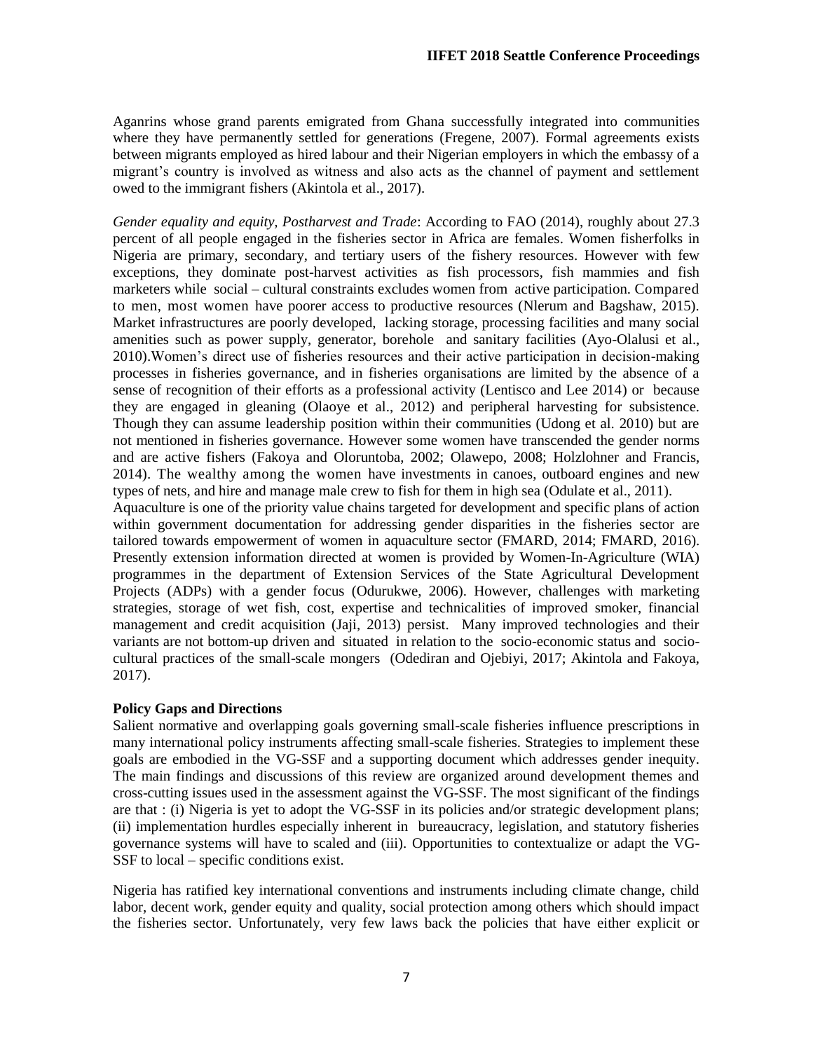Aganrins whose grand parents emigrated from Ghana successfully integrated into communities where they have permanently settled for generations (Fregene, 2007). Formal agreements exists between migrants employed as hired labour and their Nigerian employers in which the embassy of a migrant's country is involved as witness and also acts as the channel of payment and settlement owed to the immigrant fishers (Akintola et al., 2017).

*Gender equality and equity, Postharvest and Trade*: According to FAO (2014), roughly about 27.3 percent of all people engaged in the fisheries sector in Africa are females. Women fisherfolks in Nigeria are primary, secondary, and tertiary users of the fishery resources. However with few exceptions, they dominate post-harvest activities as fish processors, fish mammies and fish marketers while social – cultural constraints excludes women from active participation. Compared to men, most women have poorer access to productive resources (Nlerum and Bagshaw, 2015). Market infrastructures are poorly developed, lacking storage, processing facilities and many social amenities such as power supply, generator, borehole and sanitary facilities (Ayo-Olalusi et al., 2010).Women's direct use of fisheries resources and their active participation in decision-making processes in fisheries governance, and in fisheries organisations are limited by the absence of a sense of recognition of their efforts as a professional activity (Lentisco and Lee 2014) or because they are engaged in gleaning (Olaoye et al., 2012) and peripheral harvesting for subsistence. Though they can assume leadership position within their communities (Udong et al. 2010) but are not mentioned in fisheries governance. However some women have transcended the gender norms and are active fishers (Fakoya and Oloruntoba, 2002; Olawepo, 2008; Holzlohner and Francis, 2014). The wealthy among the women have investments in canoes, outboard engines and new types of nets, and hire and manage male crew to fish for them in high sea (Odulate et al., 2011).
Aquaculture is one of the priority value chains targeted for development and specific plans of action within government documentation for addressing gender disparities in the fisheries sector are tailored towards empowerment of women in aquaculture sector (FMARD, 2014; FMARD, 2016). Presently extension information directed at women is provided by Women-In-Agriculture (WIA) programmes in the department of Extension Services of the State Agricultural Development Projects (ADPs) with a gender focus (Odurukwe, 2006). However, challenges with marketing strategies, storage of wet fish, cost, expertise and technicalities of improved smoker, financial management and credit acquisition (Jaji, 2013) persist. Many improved technologies and their variants are not bottom-up driven and situated in relation to the socio-economic status and socio-cultural practices of the small-scale mongers (Odediran and Ojebiyi, 2017; Akintola and Fakoya, 2017).

**Policy Gaps and Directions**

Salient normative and overlapping goals governing small-scale fisheries influence prescriptions in many international policy instruments affecting small-scale fisheries. Strategies to implement these goals are embodied in the VG-SSF and a supporting document which addresses gender inequity. The main findings and discussions of this review are organized around development themes and cross-cutting issues used in the assessment against the VG-SSF. The most significant of the findings are that : (i) Nigeria is yet to adopt the VG-SSF in its policies and/or strategic development plans; (ii) implementation hurdles especially inherent in bureaucracy, legislation, and statutory fisheries governance systems will have to scaled and (iii). Opportunities to contextualize or adapt the VG-SSF to local – specific conditions exist.

Nigeria has ratified key international conventions and instruments including climate change, child labor, decent work, gender equity and quality, social protection among others which should impact the fisheries sector. Unfortunately, very few laws back the policies that have either explicit or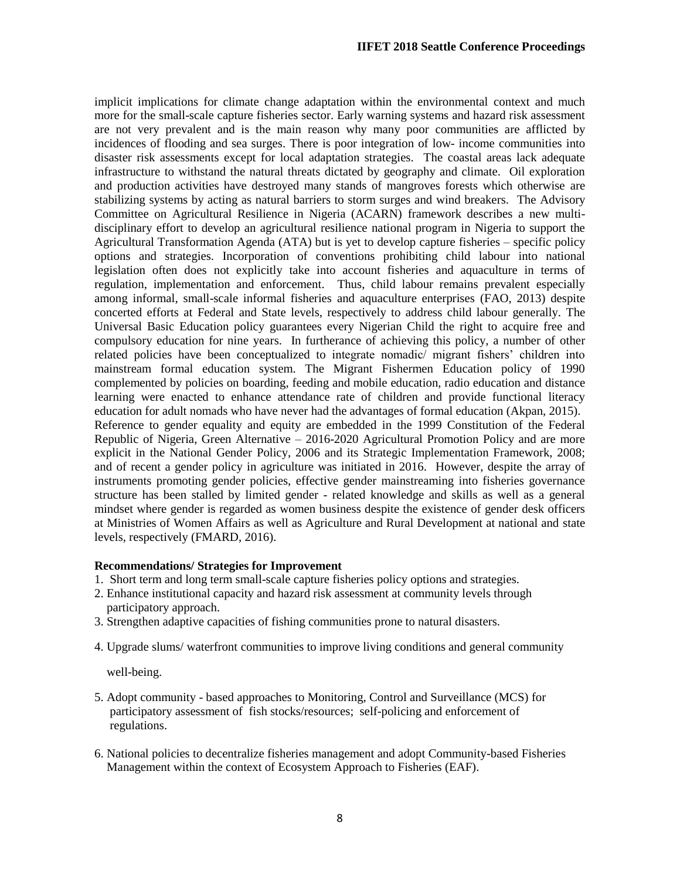implicit implications for climate change adaptation within the environmental context and much more for the small-scale capture fisheries sector. Early warning systems and hazard risk assessment are not very prevalent and is the main reason why many poor communities are afflicted by incidences of flooding and sea surges. There is poor integration of low- income communities into disaster risk assessments except for local adaptation strategies. The coastal areas lack adequate infrastructure to withstand the natural threats dictated by geography and climate. Oil exploration and production activities have destroyed many stands of mangroves forests which otherwise are stabilizing systems by acting as natural barriers to storm surges and wind breakers. The Advisory Committee on Agricultural Resilience in Nigeria (ACARN) framework describes a new multi-disciplinary effort to develop an agricultural resilience national program in Nigeria to support the Agricultural Transformation Agenda (ATA) but is yet to develop capture fisheries – specific policy options and strategies. Incorporation of conventions prohibiting child labour into national legislation often does not explicitly take into account fisheries and aquaculture in terms of regulation, implementation and enforcement. Thus, child labour remains prevalent especially among informal, small-scale informal fisheries and aquaculture enterprises (FAO, 2013) despite concerted efforts at Federal and State levels, respectively to address child labour generally. The Universal Basic Education policy guarantees every Nigerian Child the right to acquire free and compulsory education for nine years. In furtherance of achieving this policy, a number of other related policies have been conceptualized to integrate nomadic/ migrant fishers' children into mainstream formal education system. The Migrant Fishermen Education policy of 1990 complemented by policies on boarding, feeding and mobile education, radio education and distance learning were enacted to enhance attendance rate of children and provide functional literacy education for adult nomads who have never had the advantages of formal education (Akpan, 2015).
Reference to gender equality and equity are embedded in the 1999 Constitution of the Federal Republic of Nigeria, Green Alternative – 2016-2020 Agricultural Promotion Policy and are more explicit in the National Gender Policy, 2006 and its Strategic Implementation Framework, 2008; and of recent a gender policy in agriculture was initiated in 2016. However, despite the array of instruments promoting gender policies, effective gender mainstreaming into fisheries governance structure has been stalled by limited gender - related knowledge and skills as well as a general mindset where gender is regarded as women business despite the existence of gender desk officers at Ministries of Women Affairs as well as Agriculture and Rural Development at national and state levels, respectively (FMARD, 2016).

**Recommendations/ Strategies for Improvement**

1. Short term and long term small-scale capture fisheries policy options and strategies.
2. Enhance institutional capacity and hazard risk assessment at community levels through participatory approach.
3. Strengthen adaptive capacities of fishing communities prone to natural disasters.
4. Upgrade slums/ waterfront communities to improve living conditions and general community well-being.
5. Adopt community - based approaches to Monitoring, Control and Surveillance (MCS) for participatory assessment of fish stocks/resources; self-policing and enforcement of regulations.
6. National policies to decentralize fisheries management and adopt Community-based Fisheries Management within the context of Ecosystem Approach to Fisheries (EAF).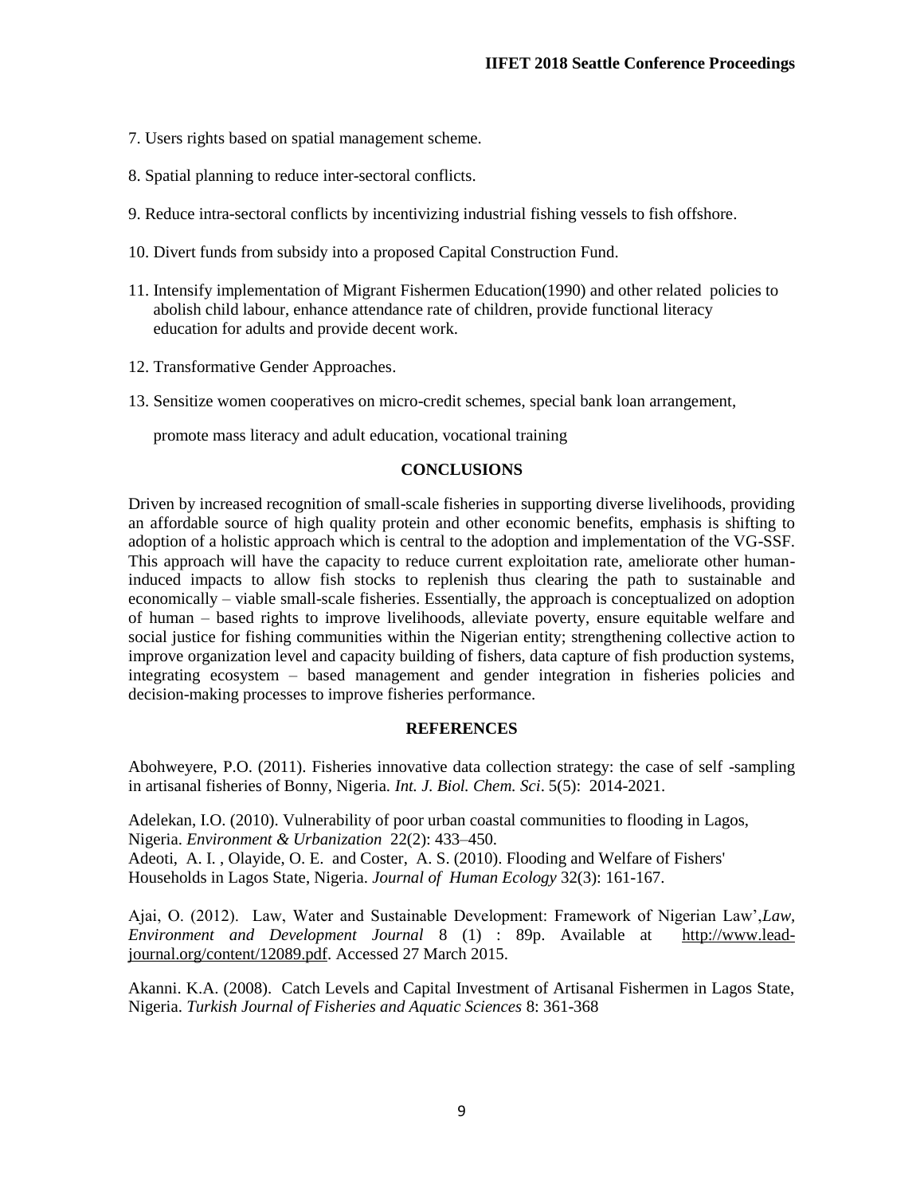7. Users rights based on spatial management scheme.

8. Spatial planning to reduce inter-sectoral conflicts.

9. Reduce intra-sectoral conflicts by incentivizing industrial fishing vessels to fish offshore.

10. Divert funds from subsidy into a proposed Capital Construction Fund.

11. Intensify implementation of Migrant Fishermen Education(1990) and other related policies to abolish child labour, enhance attendance rate of children, provide functional literacy education for adults and provide decent work.

12. Transformative Gender Approaches.

13. Sensitize women cooperatives on micro-credit schemes, special bank loan arrangement,

    promote mass literacy and adult education, vocational training

## CONCLUSIONS

Driven by increased recognition of small-scale fisheries in supporting diverse livelihoods, providing an affordable source of high quality protein and other economic benefits, emphasis is shifting to adoption of a holistic approach which is central to the adoption and implementation of the VG-SSF. This approach will have the capacity to reduce current exploitation rate, ameliorate other human-induced impacts to allow fish stocks to replenish thus clearing the path to sustainable and economically – viable small-scale fisheries. Essentially, the approach is conceptualized on adoption of human – based rights to improve livelihoods, alleviate poverty, ensure equitable welfare and social justice for fishing communities within the Nigerian entity; strengthening collective action to improve organization level and capacity building of fishers, data capture of fish production systems, integrating ecosystem – based management and gender integration in fisheries policies and decision-making processes to improve fisheries performance.

## REFERENCES

Abohweyere, P.O. (2011). Fisheries innovative data collection strategy: the case of self -sampling in artisanal fisheries of Bonny, Nigeria. *Int. J. Biol. Chem. Sci*. 5(5): 2014-2021.

Adelekan, I.O. (2010). Vulnerability of poor urban coastal communities to flooding in Lagos, Nigeria. *Environment & Urbanization* 22(2): 433–450.

Adeoti, A. I. , Olayide, O. E. and Coster, A. S. (2010). Flooding and Welfare of Fishers' Households in Lagos State, Nigeria. *Journal of Human Ecology* 32(3): 161-167.

Ajai, O. (2012). Law, Water and Sustainable Development: Framework of Nigerian Law',*Law, Environment and Development Journal* 8 (1) : 89p. Available at http://www.lead-journal.org/content/12089.pdf. Accessed 27 March 2015.

Akanni. K.A. (2008). Catch Levels and Capital Investment of Artisanal Fishermen in Lagos State, Nigeria. *Turkish Journal of Fisheries and Aquatic Sciences* 8: 361-368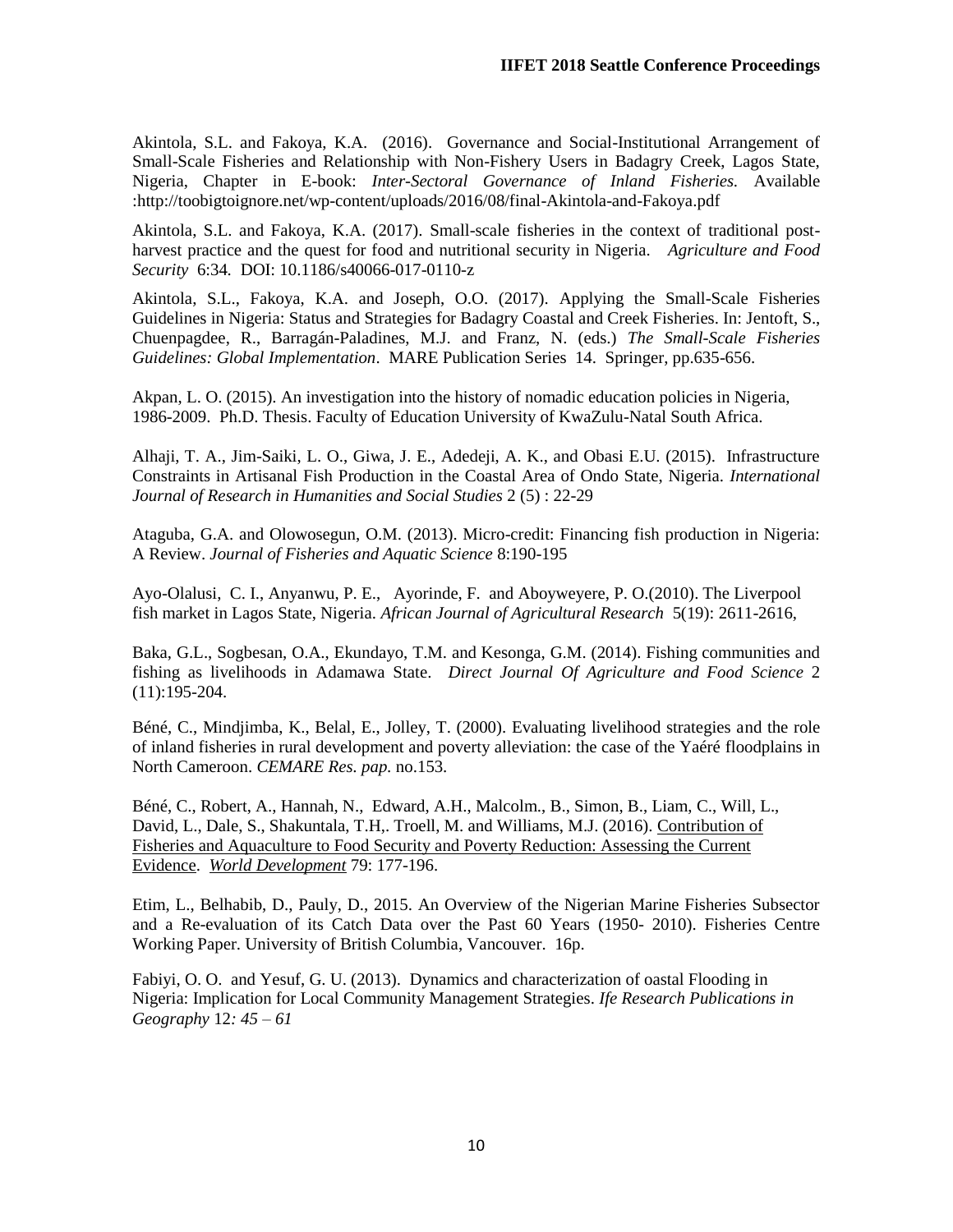Akintola, S.L. and Fakoya, K.A. (2016). Governance and Social-Institutional Arrangement of Small-Scale Fisheries and Relationship with Non-Fishery Users in Badagry Creek, Lagos State, Nigeria, Chapter in E-book: *Inter-Sectoral Governance of Inland Fisheries.* Available :http://toobigtoignore.net/wp-content/uploads/2016/08/final-Akintola-and-Fakoya.pdf

Akintola, S.L. and Fakoya, K.A. (2017). Small-scale fisheries in the context of traditional post-harvest practice and the quest for food and nutritional security in Nigeria. *Agriculture and Food Security* 6:34. DOI: 10.1186/s40066-017-0110-z

Akintola, S.L., Fakoya, K.A. and Joseph, O.O. (2017). Applying the Small-Scale Fisheries Guidelines in Nigeria: Status and Strategies for Badagry Coastal and Creek Fisheries. In: Jentoft, S., Chuenpagdee, R., Barragán-Paladines, M.J. and Franz, N. (eds.) *The Small-Scale Fisheries Guidelines: Global Implementation*. MARE Publication Series 14. Springer, pp.635-656.

Akpan, L. O. (2015). An investigation into the history of nomadic education policies in Nigeria, 1986-2009. Ph.D. Thesis. Faculty of Education University of KwaZulu-Natal South Africa.

Alhaji, T. A., Jim-Saiki, L. O., Giwa, J. E., Adedeji, A. K., and Obasi E.U. (2015). Infrastructure Constraints in Artisanal Fish Production in the Coastal Area of Ondo State, Nigeria. *International Journal of Research in Humanities and Social Studies* 2 (5) : 22-29

Ataguba, G.A. and Olowosegun, O.M. (2013). Micro-credit: Financing fish production in Nigeria: A Review. *Journal of Fisheries and Aquatic Science* 8:190-195

Ayo-Olalusi, C. I., Anyanwu, P. E., Ayorinde, F. and Aboyweyere, P. O.(2010). The Liverpool fish market in Lagos State, Nigeria. *African Journal of Agricultural Research* 5(19): 2611-2616,

Baka, G.L., Sogbesan, O.A., Ekundayo, T.M. and Kesonga, G.M. (2014). Fishing communities and fishing as livelihoods in Adamawa State. *Direct Journal Of Agriculture and Food Science* 2 (11):195-204.

Béné, C., Mindjimba, K., Belal, E., Jolley, T. (2000). Evaluating livelihood strategies and the role of inland fisheries in rural development and poverty alleviation: the case of the Yaéré floodplains in North Cameroon. *CEMARE Res. pap.* no.153.

Béné, C., Robert, A., Hannah, N., Edward, A.H., Malcolm., B., Simon, B., Liam, C., Will, L., David, L., Dale, S., Shakuntala, T.H,. Troell, M. and Williams, M.J. (2016). Contribution of Fisheries and Aquaculture to Food Security and Poverty Reduction: Assessing the Current Evidence. *World Development* 79: 177-196.

Etim, L., Belhabib, D., Pauly, D., 2015. An Overview of the Nigerian Marine Fisheries Subsector and a Re-evaluation of its Catch Data over the Past 60 Years (1950- 2010). Fisheries Centre Working Paper. University of British Columbia, Vancouver. 16p.

Fabiyi, O. O. and Yesuf, G. U. (2013). Dynamics and characterization of oastal Flooding in Nigeria: Implication for Local Community Management Strategies. *Ife Research Publications in Geography* 12*: 45 – 61*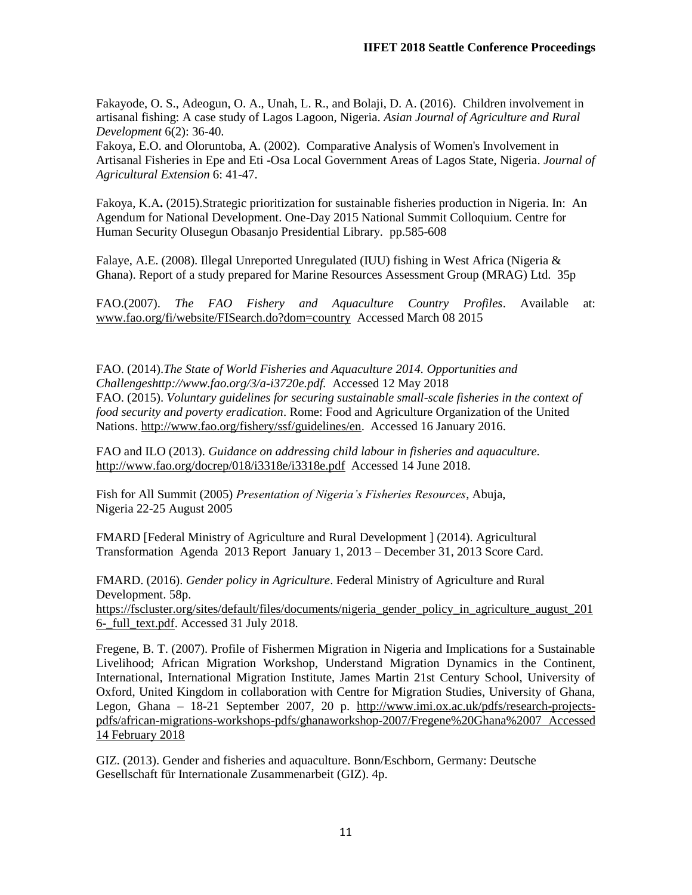Fakayode, O. S., Adeogun, O. A., Unah, L. R., and Bolaji, D. A. (2016). Children involvement in artisanal fishing: A case study of Lagos Lagoon, Nigeria. *Asian Journal of Agriculture and Rural Development* 6(2): 36-40.
Fakoya, E.O. and Oloruntoba, A. (2002). Comparative Analysis of Women's Involvement in Artisanal Fisheries in Epe and Eti -Osa Local Government Areas of Lagos State, Nigeria. *Journal of Agricultural Extension* 6: 41-47.

Fakoya, K.A**.** (2015).Strategic prioritization for sustainable fisheries production in Nigeria. In: An Agendum for National Development. One-Day 2015 National Summit Colloquium. Centre for Human Security Olusegun Obasanjo Presidential Library. pp.585-608

Falaye, A.E. (2008). Illegal Unreported Unregulated (IUU) fishing in West Africa (Nigeria & Ghana). Report of a study prepared for Marine Resources Assessment Group (MRAG) Ltd. 35p

FAO.(2007). *The FAO Fishery and Aquaculture Country Profiles*. Available at: www.fao.org/fi/website/FISearch.do?dom=country Accessed March 08 2015

FAO. (2014).*The State of World Fisheries and Aquaculture 2014. Opportunities and Challengeshttp://www.fao.org/3/a-i3720e.pdf.* Accessed 12 May 2018
FAO. (2015). *Voluntary guidelines for securing sustainable small-scale fisheries in the context of food security and poverty eradication*. Rome: Food and Agriculture Organization of the United Nations. http://www.fao.org/fishery/ssf/guidelines/en. Accessed 16 January 2016.

FAO and ILO (2013). *Guidance on addressing child labour in fisheries and aquaculture.* http://www.fao.org/docrep/018/i3318e/i3318e.pdf Accessed 14 June 2018.

Fish for All Summit (2005) *Presentation of Nigeria's Fisheries Resources*, Abuja, Nigeria 22-25 August 2005

FMARD [Federal Ministry of Agriculture and Rural Development ] (2014). Agricultural Transformation Agenda 2013 Report January 1, 2013 – December 31, 2013 Score Card.

FMARD. (2016). *Gender policy in Agriculture*. Federal Ministry of Agriculture and Rural Development. 58p.
https://fscluster.org/sites/default/files/documents/nigeria_gender_policy_in_agriculture_august_2016-_full_text.pdf. Accessed 31 July 2018.

Fregene, B. T. (2007). Profile of Fishermen Migration in Nigeria and Implications for a Sustainable Livelihood; African Migration Workshop, Understand Migration Dynamics in the Continent, International, International Migration Institute, James Martin 21st Century School, University of Oxford, United Kingdom in collaboration with Centre for Migration Studies, University of Ghana, Legon, Ghana – 18-21 September 2007, 20 p. http://www.imi.ox.ac.uk/pdfs/research-projects-pdfs/african-migrations-workshops-pdfs/ghanaworkshop-2007/Fregene%20Ghana%2007 Accessed 14 February 2018

GIZ. (2013). Gender and fisheries and aquaculture. Bonn/Eschborn, Germany: Deutsche Gesellschaft für Internationale Zusammenarbeit (GIZ). 4p.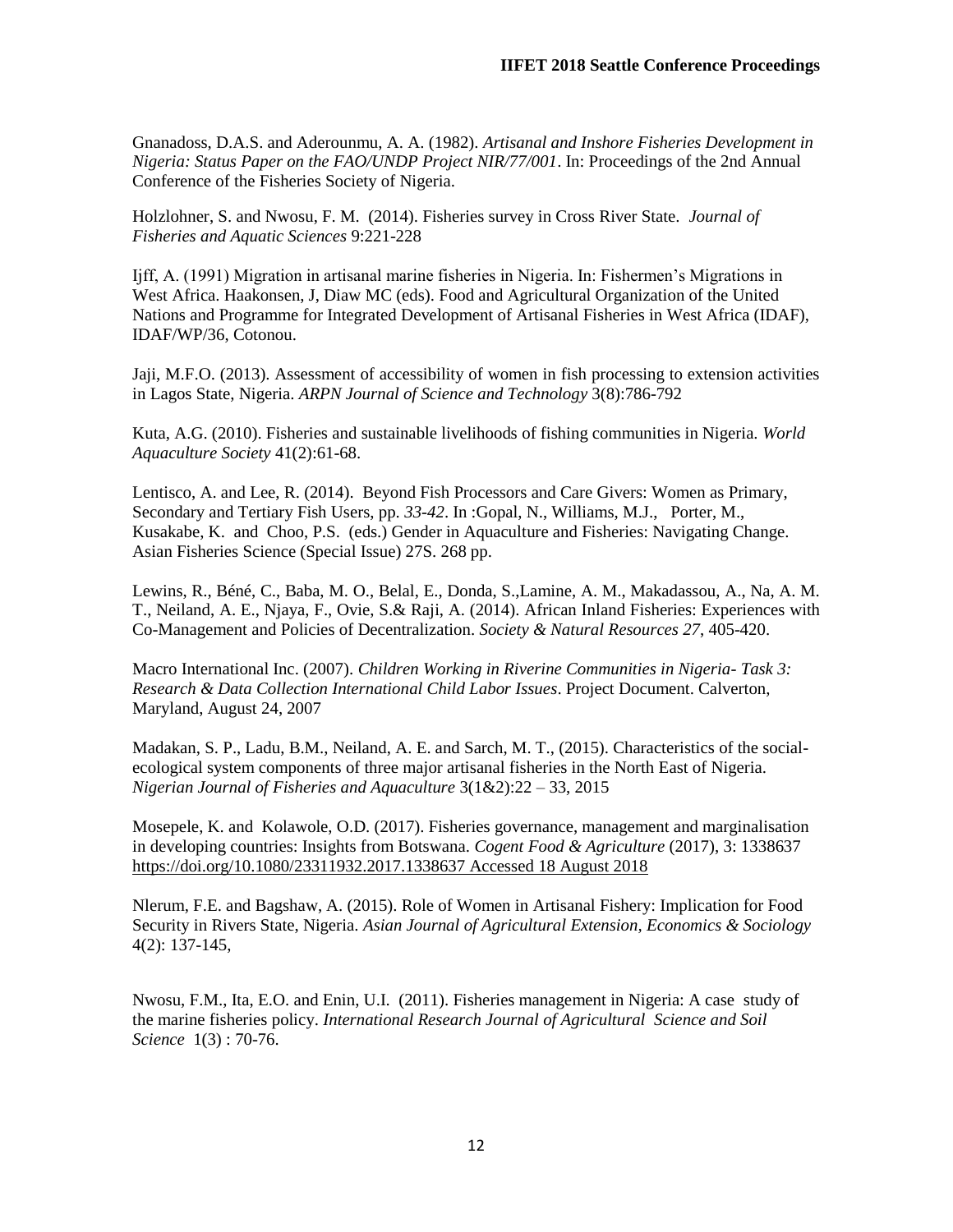Gnanadoss, D.A.S. and Aderounmu, A. A. (1982). *Artisanal and Inshore Fisheries Development in Nigeria: Status Paper on the FAO/UNDP Project NIR/77/001*. In: Proceedings of the 2nd Annual Conference of the Fisheries Society of Nigeria.

Holzlohner, S. and Nwosu, F. M. (2014). Fisheries survey in Cross River State. *Journal of Fisheries and Aquatic Sciences* 9:221-228

Ijff, A. (1991) Migration in artisanal marine fisheries in Nigeria. In: Fishermen's Migrations in West Africa. Haakonsen, J, Diaw MC (eds). Food and Agricultural Organization of the United Nations and Programme for Integrated Development of Artisanal Fisheries in West Africa (IDAF), IDAF/WP/36, Cotonou.

Jaji, M.F.O. (2013). Assessment of accessibility of women in fish processing to extension activities in Lagos State, Nigeria. *ARPN Journal of Science and Technology* 3(8):786-792

Kuta, A.G. (2010). Fisheries and sustainable livelihoods of fishing communities in Nigeria. *World Aquaculture Society* 41(2):61-68.

Lentisco, A. and Lee, R. (2014). Beyond Fish Processors and Care Givers: Women as Primary, Secondary and Tertiary Fish Users, pp. *33-42*. In :Gopal, N., Williams, M.J., Porter, M., Kusakabe, K. and Choo, P.S. (eds.) Gender in Aquaculture and Fisheries: Navigating Change. Asian Fisheries Science (Special Issue) 27S. 268 pp.

Lewins, R., Béné, C., Baba, M. O., Belal, E., Donda, S.,Lamine, A. M., Makadassou, A., Na, A. M. T., Neiland, A. E., Njaya, F., Ovie, S.& Raji, A. (2014). African Inland Fisheries: Experiences with Co-Management and Policies of Decentralization. *Society & Natural Resources 27*, 405-420.

Macro International Inc. (2007). *Children Working in Riverine Communities in Nigeria- Task 3: Research & Data Collection International Child Labor Issues*. Project Document. Calverton, Maryland, August 24, 2007

Madakan, S. P., Ladu, B.M., Neiland, A. E. and Sarch, M. T., (2015). Characteristics of the social-ecological system components of three major artisanal fisheries in the North East of Nigeria. *Nigerian Journal of Fisheries and Aquaculture* 3(1&2):22 – 33, 2015

Mosepele, K. and Kolawole, O.D. (2017). Fisheries governance, management and marginalisation in developing countries: Insights from Botswana. *Cogent Food & Agriculture* (2017), 3: 1338637 https://doi.org/10.1080/23311932.2017.1338637 Accessed 18 August 2018

Nlerum, F.E. and Bagshaw, A. (2015). Role of Women in Artisanal Fishery: Implication for Food Security in Rivers State, Nigeria. *Asian Journal of Agricultural Extension, Economics & Sociology* 4(2): 137-145,

Nwosu, F.M., Ita, E.O. and Enin, U.I. (2011). Fisheries management in Nigeria: A case study of the marine fisheries policy. *International Research Journal of Agricultural Science and Soil Science* 1(3) : 70-76.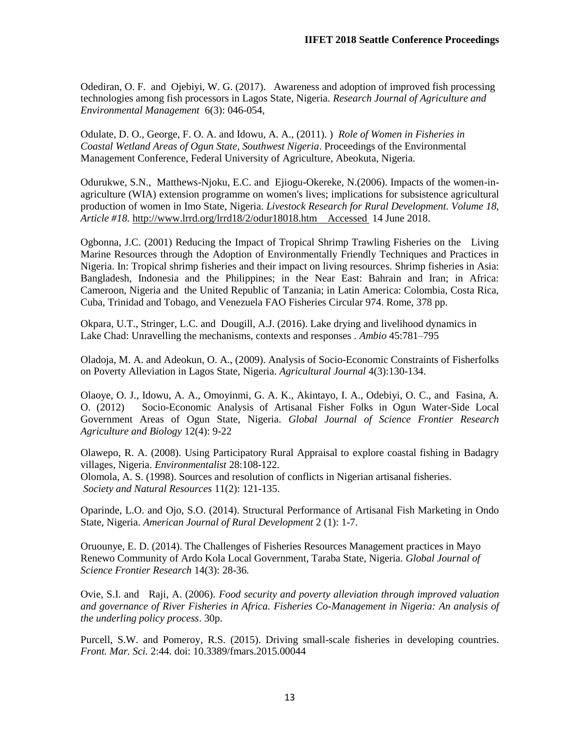Odediran, O. F. and Ojebiyi, W. G. (2017). Awareness and adoption of improved fish processing technologies among fish processors in Lagos State, Nigeria. *Research Journal of Agriculture and Environmental Management* 6(3): 046-054,

Odulate, D. O., George, F. O. A. and Idowu, A. A., (2011). ) *Role of Women in Fisheries in Coastal Wetland Areas of Ogun State, Southwest Nigeria*. Proceedings of the Environmental Management Conference, Federal University of Agriculture, Abeokuta, Nigeria.

Odurukwe, S.N., Matthews-Njoku, E.C. and Ejiogu-Okereke, N.(2006). Impacts of the women-in-agriculture (WIA) extension programme on women's lives; implications for subsistence agricultural production of women in Imo State, Nigeria. *Livestock Research for Rural Development. Volume 18, Article #18.* http://www.lrrd.org/lrrd18/2/odur18018.htm Accessed 14 June 2018.

Ogbonna, J.C. (2001) Reducing the Impact of Tropical Shrimp Trawling Fisheries on the Living Marine Resources through the Adoption of Environmentally Friendly Techniques and Practices in Nigeria. In: Tropical shrimp fisheries and their impact on living resources. Shrimp fisheries in Asia: Bangladesh, Indonesia and the Philippines; in the Near East: Bahrain and Iran; in Africa: Cameroon, Nigeria and the United Republic of Tanzania; in Latin America: Colombia, Costa Rica, Cuba, Trinidad and Tobago, and Venezuela FAO Fisheries Circular 974. Rome, 378 pp.

Okpara, U.T., Stringer, L.C. and Dougill, A.J. (2016). Lake drying and livelihood dynamics in Lake Chad: Unravelling the mechanisms, contexts and responses . *Ambio* 45:781–795

Oladoja, M. A. and Adeokun, O. A., (2009). Analysis of Socio-Economic Constraints of Fisherfolks on Poverty Alleviation in Lagos State, Nigeria. *Agricultural Journal* 4(3):130-134.

Olaoye, O. J., Idowu, A. A., Omoyinmi, G. A. K., Akintayo, I. A., Odebiyi, O. C., and Fasina, A. O. (2012) Socio-Economic Analysis of Artisanal Fisher Folks in Ogun Water-Side Local Government Areas of Ogun State, Nigeria. *Global Journal of Science Frontier Research Agriculture and Biology* 12(4): 9-22

Olawepo, R. A. (2008). Using Participatory Rural Appraisal to explore coastal fishing in Badagry villages, Nigeria. *Environmentalist* 28:108-122.

Olomola, A. S. (1998). Sources and resolution of conflicts in Nigerian artisanal fisheries. *Society and Natural Resources* 11(2): 121-135.

Oparinde, L.O. and Ojo, S.O. (2014). Structural Performance of Artisanal Fish Marketing in Ondo State, Nigeria. *American Journal of Rural Development* 2 (1): 1-7.

Oruounye, E. D. (2014). The Challenges of Fisheries Resources Management practices in Mayo Renewo Community of Ardo Kola Local Government, Taraba State, Nigeria. *Global Journal of Science Frontier Research* 14(3): 28-36*.*

Ovie, S.I. and Raji, A. (2006). *Food security and poverty alleviation through improved valuation and governance of River Fisheries in Africa. Fisheries Co-Management in Nigeria: An analysis of the underling policy process*. 30p.

Purcell, S.W. and Pomeroy, R.S. (2015). Driving small-scale fisheries in developing countries. *Front. Mar. Sci.* 2:44. doi: 10.3389/fmars.2015.00044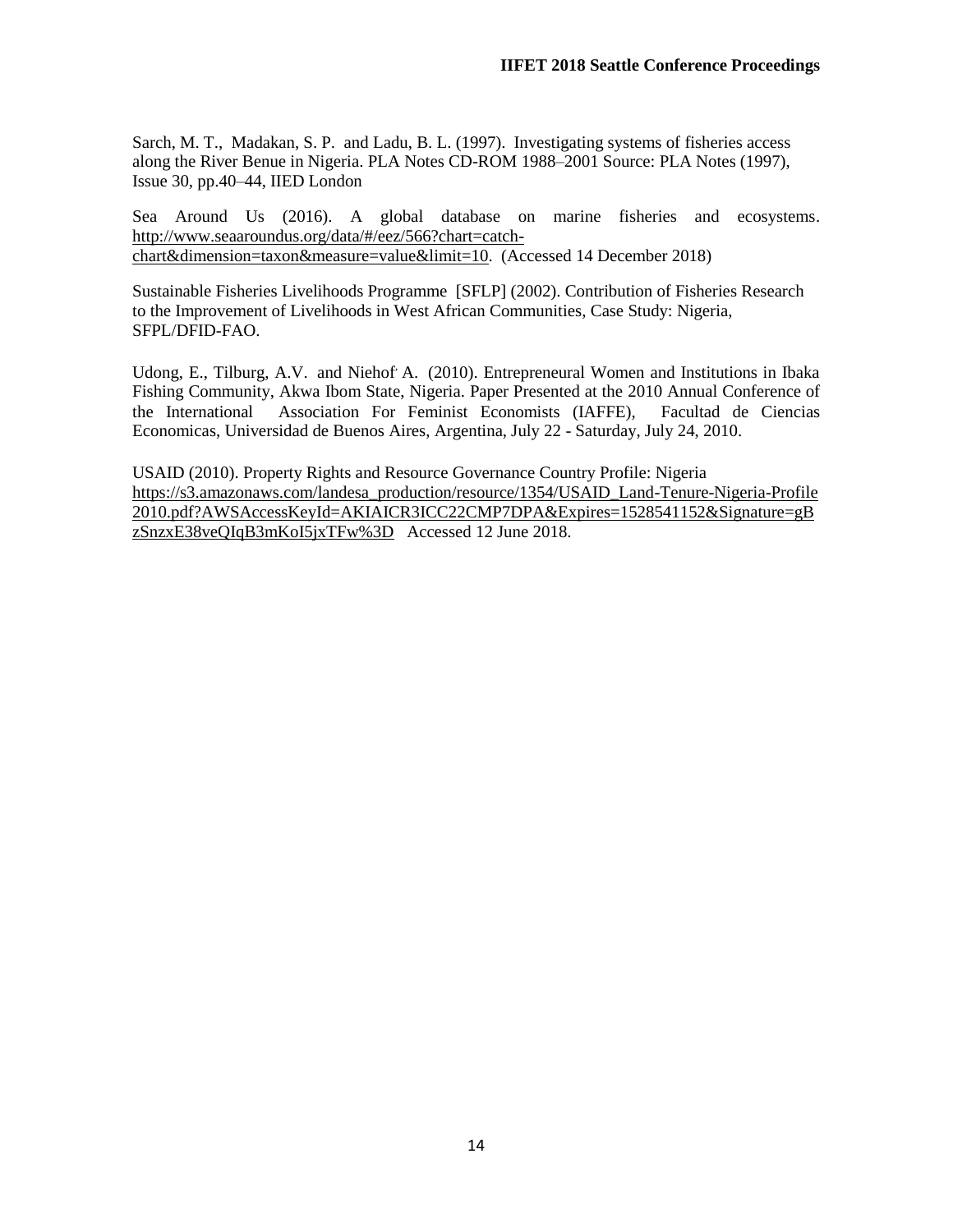Sarch, M. T., Madakan, S. P. and Ladu, B. L. (1997). Investigating systems of fisheries access along the River Benue in Nigeria. PLA Notes CD-ROM 1988–2001 Source: PLA Notes (1997), Issue 30, pp.40–44, IIED London

Sea Around Us (2016). A global database on marine fisheries and ecosystems. http://www.seaaroundus.org/data/#/eez/566?chart=catch-chart&dimension=taxon&measure=value&limit=10. (Accessed 14 December 2018)

Sustainable Fisheries Livelihoods Programme [SFLP] (2002). Contribution of Fisheries Research to the Improvement of Livelihoods in West African Communities, Case Study: Nigeria, SFPL/DFID-FAO.

Udong, E., Tilburg, A.V. and Niehof, A. (2010). Entrepreneural Women and Institutions in Ibaka Fishing Community, Akwa Ibom State, Nigeria. Paper Presented at the 2010 Annual Conference of the International Association For Feminist Economists (IAFFE), Facultad de Ciencias Economicas, Universidad de Buenos Aires, Argentina, July 22 - Saturday, July 24, 2010.

USAID (2010). Property Rights and Resource Governance Country Profile: Nigeria https://s3.amazonaws.com/landesa_production/resource/1354/USAID_Land-Tenure-Nigeria-Profile2010.pdf?AWSAccessKeyId=AKIAICR3ICC22CMP7DPA&Expires=1528541152&Signature=gBzSnzxE38veQIqB3mKoI5jxTFw%3D Accessed 12 June 2018.